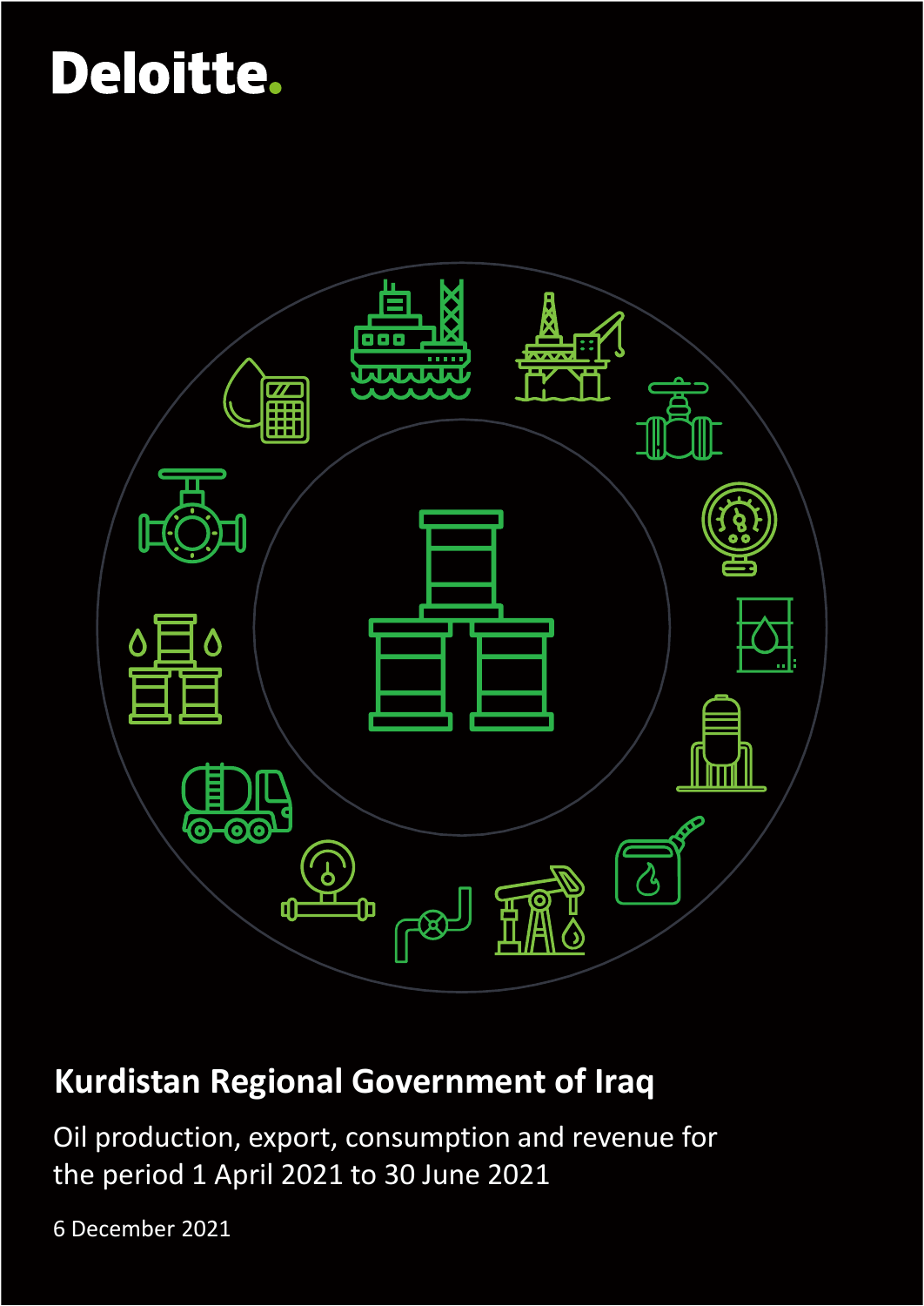Deloitte.

# Kurdistan Regional Government of Iraq

Oil production, export, consumption and revenue for the period 1 April 2021 to 30 June 2021

6 December 2021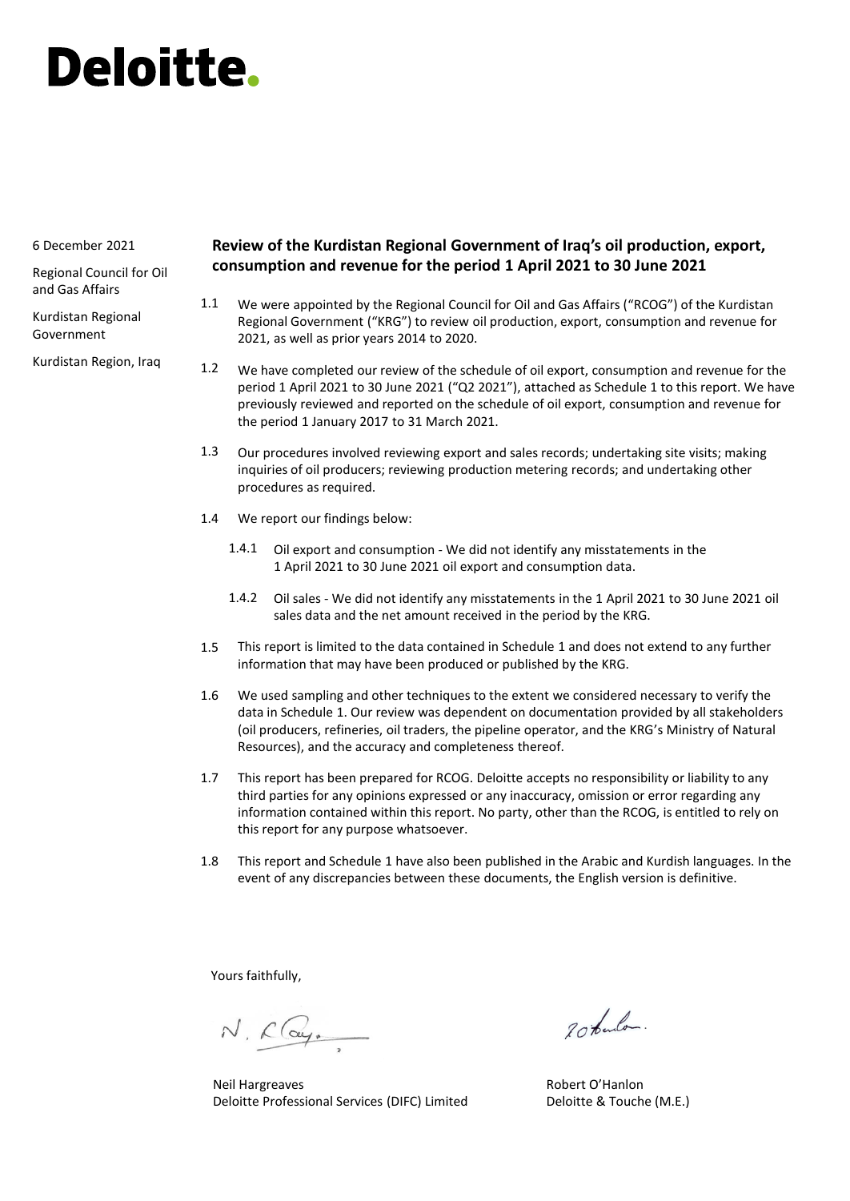# Deloitte.

6 December 2021

Regional Council for Oil and Gas Affairs

Kurdistan Regional Government

Kurdistan Region, Iraq

## Review of the Kurdistan Regional Government of Iraq's oil production, export, consumption and revenue for the period 1 April 2021 to 30 June 2021

1.1 We were appointed by the Regional Council for Oil and Gas Affairs ("RCOG") of the Kurdistan Regional Government ("KRG") to review oil production, export, consumption and revenue for 2021, as well as prior years 2014 to 2020.

1.2 We have completed our review of the schedule of oil export, consumption and revenue for the period 1 April 2021 to 30 June 2021 ("Q2 2021"), attached as Schedule 1 to this report. We have previously reviewed and reported on the schedule of oil export, consumption and revenue for the period 1 January 2017 to 31 March 2021.

1.3 Our procedures involved reviewing export and sales records; undertaking site visits; making inquiries of oil producers; reviewing production metering records; and undertaking other procedures as required.

1.4 We report our findings below:

1.4.1 Oil export and consumption - We did not identify any misstatements in the 1 April 2021 to 30 June 2021 oil export and consumption data.

1.4.2 Oil sales - We did not identify any misstatements in the 1 April 2021 to 30 June 2021 oil sales data and the net amount received in the period by the KRG.

1.5 This report is limited to the data contained in Schedule 1 and does not extend to any further information that may have been produced or published by the KRG.

1.6 We used sampling and other techniques to the extent we considered necessary to verify the data in Schedule 1. Our review was dependent on documentation provided by all stakeholders (oil producers, refineries, oil traders, the pipeline operator, and the KRG's Ministry of Natural Resources), and the accuracy and completeness thereof.

1.7 This report has been prepared for RCOG. Deloitte accepts no responsibility or liability to any third parties for any opinions expressed or any inaccuracy, omission or error regarding any information contained within this report. No party, other than the RCOG, is entitled to rely on this report for any purpose whatsoever.

1.8 This report and Schedule 1 have also been published in the Arabic and Kurdish languages. In the event of any discrepancies between these documents, the English version is definitive.

Yours faithfully,

Neil Hargreaves
Deloitte Professional Services (DIFC) Limited

Robert O'Hanlon
Deloitte & Touche (M.E.)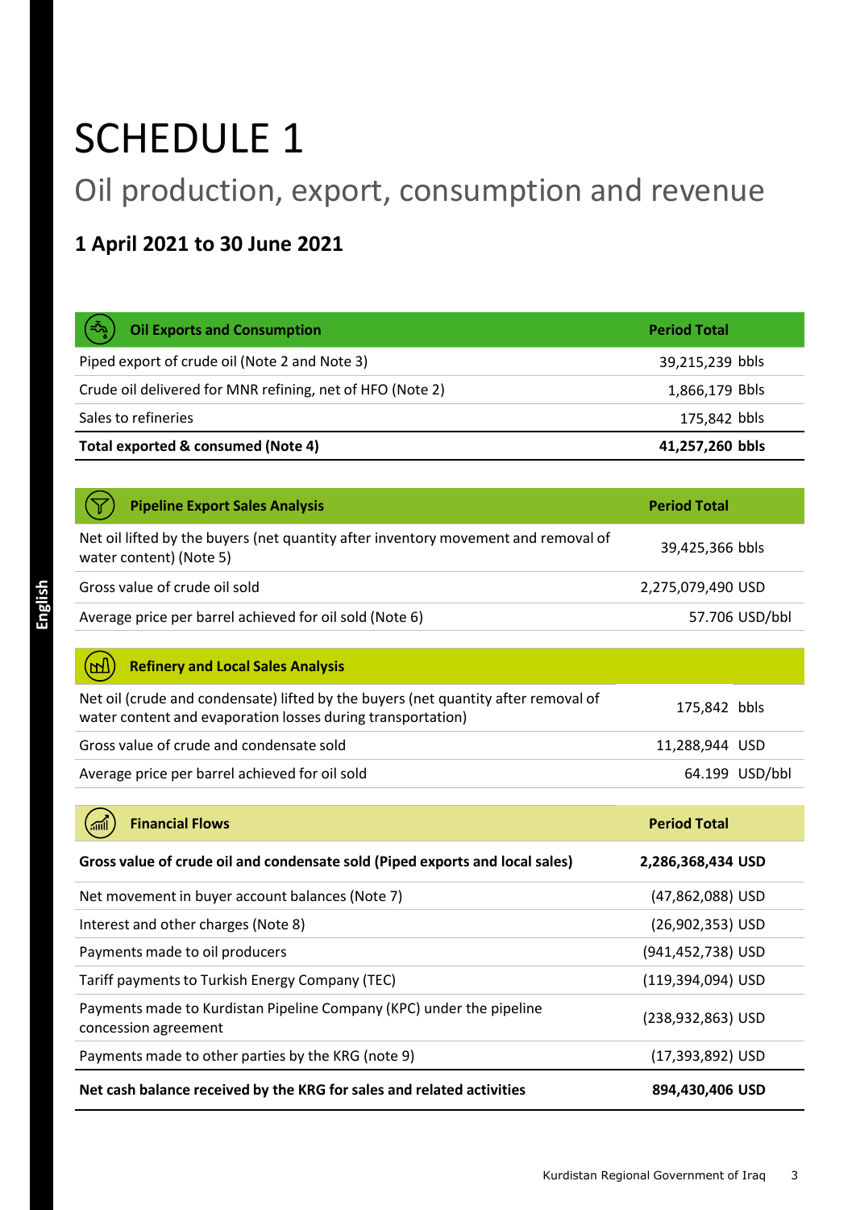# SCHEDULE 1

## Oil production, export, consumption and revenue

### 1 April 2021 to 30 June 2021

| Oil Exports and Consumption | Period Total |
|---|---|
| Piped export of crude oil (Note 2 and Note 3) | 39,215,239 bbls |
| Crude oil delivered for MNR refining, net of HFO (Note 2) | 1,866,179 Bbls |
| Sales to refineries | 175,842 bbls |
| **Total exported & consumed (Note 4)** | **41,257,260 bbls** |

| Pipeline Export Sales Analysis | Period Total |
|---|---|
| Net oil lifted by the buyers (net quantity after inventory movement and removal of water content) (Note 5) | 39,425,366 bbls |
| Gross value of crude oil sold | 2,275,079,490 USD |
| Average price per barrel achieved for oil sold (Note 6) | 57.706 USD/bbl |

| Refinery and Local Sales Analysis | |
|---|---|
| Net oil (crude and condensate) lifted by the buyers (net quantity after removal of water content and evaporation losses during transportation) | 175,842 bbls |
| Gross value of crude and condensate sold | 11,288,944 USD |
| Average price per barrel achieved for oil sold | 64.199 USD/bbl |

| Financial Flows | Period Total |
|---|---|
| **Gross value of crude oil and condensate sold (Piped exports and local sales)** | **2,286,368,434 USD** |
| Net movement in buyer account balances (Note 7) | (47,862,088) USD |
| Interest and other charges (Note 8) | (26,902,353) USD |
| Payments made to oil producers | (941,452,738) USD |
| Tariff payments to Turkish Energy Company (TEC) | (119,394,094) USD |
| Payments made to Kurdistan Pipeline Company (KPC) under the pipeline concession agreement | (238,932,863) USD |
| Payments made to other parties by the KRG (note 9) | (17,393,892) USD |
| **Net cash balance received by the KRG for sales and related activities** | **894,430,406 USD** |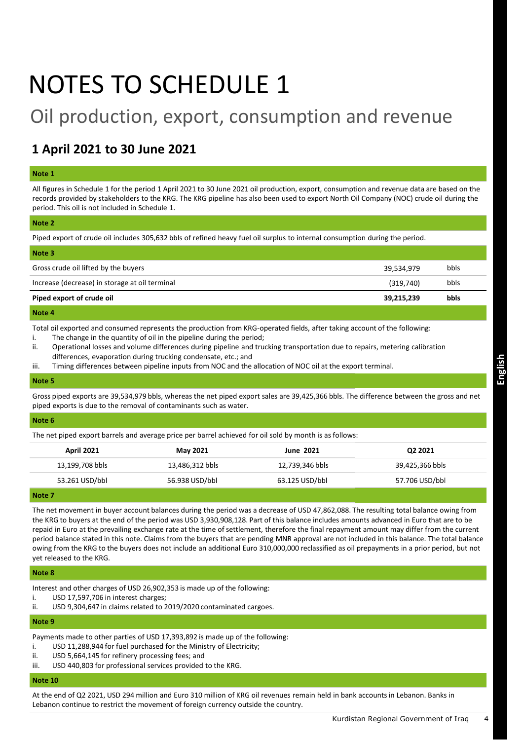# NOTES TO SCHEDULE 1

## Oil production, export, consumption and revenue

### 1 April 2021 to 30 June 2021

**Note 1**

All figures in Schedule 1 for the period 1 April 2021 to 30 June 2021 oil production, export, consumption and revenue data are based on the records provided by stakeholders to the KRG. The KRG pipeline has also been used to export North Oil Company (NOC) crude oil during the period. This oil is not included in Schedule 1.

**Note 2**

Piped export of crude oil includes 305,632 bbls of refined heavy fuel oil surplus to internal consumption during the period.

**Note 3**

| | | |
|---|---|---|
| Gross crude oil lifted by the buyers | 39,534,979 | bbls |
| Increase (decrease) in storage at oil terminal | (319,740) | bbls |
| **Piped export of crude oil** | **39,215,239** | **bbls** |

**Note 4**

Total oil exported and consumed represents the production from KRG-operated fields, after taking account of the following:

i. The change in the quantity of oil in the pipeline during the period;
ii. Operational losses and volume differences during pipeline and trucking transportation due to repairs, metering calibration differences, evaporation during trucking condensate, etc.; and
iii. Timing differences between pipeline inputs from NOC and the allocation of NOC oil at the export terminal.

**Note 5**

Gross piped exports are 39,534,979 bbls, whereas the net piped export sales are 39,425,366 bbls. The difference between the gross and net piped exports is due to the removal of contaminants such as water.

**Note 6**

The net piped export barrels and average price per barrel achieved for oil sold by month is as follows:

| April 2021 | May 2021 | June 2021 | Q2 2021 |
|---|---|---|---|
| 13,199,708 bbls | 13,486,312 bbls | 12,739,346 bbls | 39,425,366 bbls |
| 53.261 USD/bbl | 56.938 USD/bbl | 63.125 USD/bbl | 57.706 USD/bbl |

**Note 7**

The net movement in buyer account balances during the period was a decrease of USD 47,862,088. The resulting total balance owing from the KRG to buyers at the end of the period was USD 3,930,908,128. Part of this balance includes amounts advanced in Euro that are to be repaid in Euro at the prevailing exchange rate at the time of settlement, therefore the final repayment amount may differ from the current period balance stated in this note. Claims from the buyers that are pending MNR approval are not included in this balance. The total balance owing from the KRG to the buyers does not include an additional Euro 310,000,000 reclassified as oil prepayments in a prior period, but not yet released to the KRG.

**Note 8**

Interest and other charges of USD 26,902,353 is made up of the following:

i. USD 17,597,706 in interest charges;
ii. USD 9,304,647 in claims related to 2019/2020 contaminated cargoes.

**Note 9**

Payments made to other parties of USD 17,393,892 is made up of the following:

i. USD 11,288,944 for fuel purchased for the Ministry of Electricity;
ii. USD 5,664,145 for refinery processing fees; and
iii. USD 440,803 for professional services provided to the KRG.

**Note 10**

At the end of Q2 2021, USD 294 million and Euro 310 million of KRG oil revenues remain held in bank accounts in Lebanon. Banks in Lebanon continue to restrict the movement of foreign currency outside the country.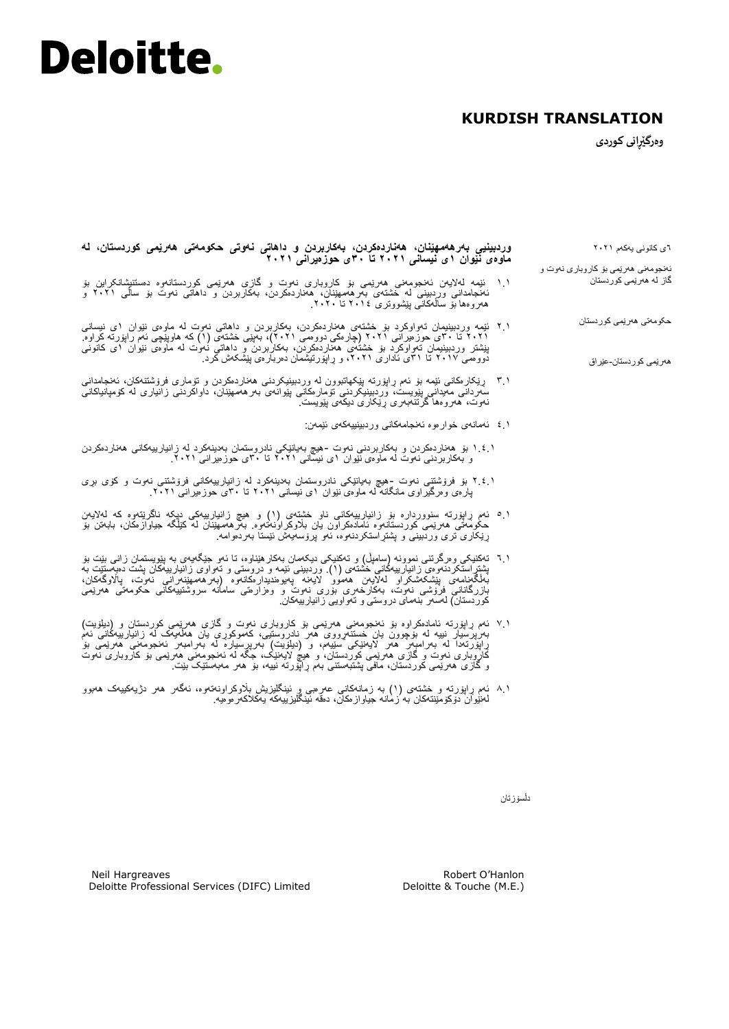# Deloitte.

## KURDISH TRANSLATION

**وەرگێڕانی کوردی**

٦ی کانونی یەکەم ٢٠٢١

ئەنجومەنی هەرێمی بۆ کاروباری نەوت و گاز لە هەرێمی کوردستان

حکومەتی هەرێمی کوردستان

هەرێمی کوردستان-عێراق

**وردبینیی بەرهەمهێنان، هەناردەکردن، بەکاربردن و داهاتی نەوتی حکومەتی هەرێمی کوردستان، لە ماوەی نێوان ١ی نیسانی ٢٠٢١ تا ٣٠ی حوزەیرانی ٢٠٢١**

١.١ ئێمە لەلایەن ئەنجومەنی هەرێمی بۆ کاروباری نەوت و گازی هەرێمی کوردستانەوە دستنیشانکراوین بۆ ئەنجامدانی وردبینی لە خشتەی بەرهەمهێنان، هەناردەکردن، بەکاربردن و داهاتی نەوت بۆ ساڵی ٢٠٢١ و هەروەها بۆ ساڵەکانی پێشووتری ٢٠١٤ تا ٢٠٢٠.

٢.١ ئێمە وردبینیمان تەواوکرد بۆ خشتەی هەناردەکردن، بەکاربردن و داهاتی نەوت لە ماوەی نێوان ١ی نیسانی ٢٠٢١ تا ٣٠ی حوزەیرانی ٢٠٢١ (چارەکی دووەمی ٢٠٢١)، بەپێی خشتەی (١) کە هاوپێچی ئەم ڕاپۆرتە کراوە. پێشتر وردبینیمان تەواوکرد بۆ خشتەی هەناردەکردن، بەکاربردن و داهاتی نەوت لە ماوەی نێوان ١ی کانونی دووەمی ٢٠١٧ تا ٣١ی ئاداری ٢٠٢١، و ڕاپۆرتیشمان دەربارەی پێشکەش کرد.

٣.١ ڕێکارەکانی ئێمە بۆ ئەم ڕاپۆرتە پێکهاتبوون لە وردبینیکردنی هەناردەکردن و ئۆماری فرۆشتنەکان، ئەنجامدانی سەردانی مەیدانی پێویست، وردبینیکردنی ئۆمارەکانی پێوانەی بەرهەمهێنان، داواکردنی زانیاری لە کۆمپانیاکانی نەوت، هەروەها گرتنەبەری ڕێکاری دیکەی پێویست.

٤.١ ئەمانەی خوارەوە ئەنجامەکانی وردبینییەکەی ئێمەن:

١.٤.١ بۆ هەناردەکردن و بەکاربردنی نەوت -هیچ بەیانێکی نادروستمان بەدینەکرد لە زانیارییەکانی هەناردەکردن و بەکاربردنی نەوت لە ماوەی نێوان ١ی نیسانی ٢٠٢١ تا ٣٠ی حوزەیرانی ٢٠٢١.

٢.٤.١ بۆ فرۆشتنی نەوت -هیچ بەیانێکی نادروستمان بەدینەکرد لە زانیارییەکانی فرۆشتنی نەوت و کۆی بڕی پارەی وەرگیراوی مانگانە لە ماوەی نێوان ١ی نیسانی ٢٠٢١ تا ٣٠ی حوزەیرانی ٢٠٢١.

٥.١ ئەم ڕاپۆرتە سنوورداره بۆ زانیارییەکانی ناو خشتەی (١) و هیچ زانیارییەکی دیکە ناگرێتەوە کە لەلایەن حکومەتی هەرێمی کوردستانەوە ئامادەکراون یان بڵاوکراونەتەوە. بەرهەمهێنان لە کێڵگە جیاوازەکان، بابەتن بۆ ڕێکاری تری وردبینی و پشتراستکردنەوە، ئەو پرۆسەیەش ئێستا بەردەوامە.

٦.١ تەکنیکی وەرگرتنی نموونە (سامپڵ) و تەکنیکی دیکەمان بەکارهێناوە، تا ئەو جێگەیەی بە پێویستمان زانی بێت بۆ پشتراستکردنەوەی زانیارییەکانی خشتەی (١). وردبینی ئێمە و دروستی و تەواوی زانیارییەکان پشت دەبەستێت بە بەڵگەنامەی پێشکەشکراو لەلایەن هەموو لایەنە پەیوەندیدارەکانەوە (بەرهەمهێنەرانی نەوت، پاڵاوگەکان، بازرگانانی فرۆشی نەوت، بەکارخەری بۆری نەوت و وەزارەتی سامانە سروشتییەکانی حکومەتی هەرێمی کوردستان) لەسەر بنەمای دروستی و تەواوی زانیارییەکان.

٧.١ ئەم ڕاپۆرتە ئامادەکراوە بۆ ئەنجومەنی هەرێمی بۆ کاروباری نەوت و گازی هەرێمی کوردستان و (دیلۆیت) بەرپرسیار نییە لە بۆچوون یان خستنەڕووی هەر نادروستییەک، کەموکوڕی یان هەڵەیەک لە زانیارییەکانی ئەم ڕاپۆرتەدا لە بەرامبەر هەر لایەنێکی سێیەم، و (دیلۆیت) بەرپرسیارە لە بەرامبەر ئەنجومەنی هەرێمی بۆ کاروباری نەوت و گازی هەرێمی کوردستان، و هیچ لایەنێک، جگە لە ئەنجومەنی هەرێمی بۆ کاروباری نەوت و گازی هەرێمی کوردستان، مافی پشتبەستنی بەم ڕاپۆرتە نییە، بۆ هەر مەبەستێک بێت.

٨.١ ئەم ڕاپۆرتە و خشتەی (١) بە زمانەکانی عەرەبی و ئینگلیزیش بڵاوکراونەتەوە، ئەگەر هەر دژیەکییەک هەبوو لەنێوان دۆکۆمێنتەکان بە زمانە جیاوازەکان، دەقە ئینگلیزییەکە یەکلاکەرەوەیە.

دڵسۆزتان

Neil Hargreaves
Deloitte Professional Services (DIFC) Limited

Robert O'Hanlon
Deloitte & Touche (M.E.)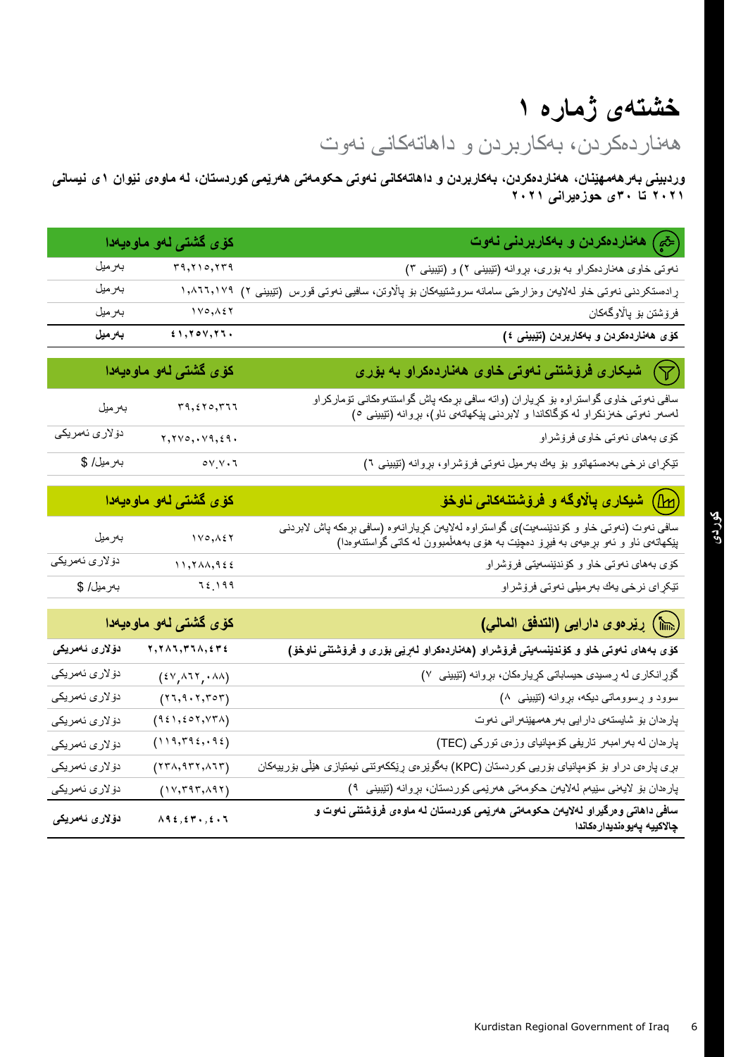# خشتەی ژمارە ١

## هەناردەکردن، بەکاربردن و داهاتەکانی نەوت

**وردبینی بەرهەمهێنان، هەناردەکردن، بەکاربردن و داهاتەکانی نەوتی حکومەتی هەرێمی کوردستان، لە ماوەی نێوان ١ی نیسانی ٢٠٢١ تا ٣٠ی حوزەیرانی ٢٠٢١**

| هەناردەکردن و بەکاربردنی نەوت | کۆی گشتی لەو ماوەیەدا | |
|---|---|---|
| نەوتی خاوی هەناردەکراو بە بۆری، بڕوانە (تێبینی ٢) و (تێبینی ٣) | ٣٩,٢١٥,٢٣٩ | بەرمیل |
| ڕادەستکردنی نەوتی خاو لەلایەن وەزارەتی سامانە سروشتییەکان بۆ پاڵاوتن، سافیی نەوتی قورس (تێبینی ٢) | ١,٨٦٦,١٧٩ | بەرمیل |
| فرۆشتن بۆ پاڵاوگەکان | ١٧٥,٨٤٢ | بەرمیل |
| **کۆی هەناردەکردن و بەکاربردن (تێبینی ٤)** | **٤١,٢٥٧,٢٦٠** | **بەرمیل** |

| شیکاری فرۆشتنی نەوتی خاوی هەناردەکراو بە بۆری | کۆی گشتی لەو ماوەیەدا | |
|---|---|---|
| سافی نەوتی خاوی گواستراوە بۆ کڕیاران (واتە سافی بڕەکە پاش گواستنەوەکانی تۆمارکراو لەسەر نەوتی خەزنکراو لە کۆگاکاندا و لابردنی پێکهاتەی ئاو)، بڕوانە (تێبینی ٥) | ٣٩,٤٢٥,٣٦٦ | بەرمیل |
| کۆی بەهای نەوتی خاوی فرۆشراو | ٢,٢٧٥,٠٧٩,٤٩٠ | دۆلاری ئەمریکی |
| تێکڕای نرخی بەدەستهاتوو بۆ یەك بەرمیل نەوتی فرۆشراو، بڕوانە (تێبینی ٦) | ٥٧.٧٠٦ | بەرمیل/ $ |

| شیکاری پاڵاوگە و فرۆشتنەکانی ناوخۆ | کۆی گشتی لەو ماوەیەدا | |
|---|---|---|
| سافی نەوت (نەوتی خاو و کۆندێنسەیت)ی گواستراوە لەلایەن کڕیارانەوە (سافی بڕەکە پاش لابردنی پێکهاتەی ئاو و ئەو بڕەیەی بە فیڕۆ دەچێت بە هۆی بەهەڵمبوون لە کاتی گواستنەوەدا) | ١٧٥,٨٤٢ | بەرمیل |
| کۆی بەهای نەوتی خاو و کۆندێنسەیتی فرۆشراو | ١١,٢٨٨,٩٤٤ | دۆلاری ئەمریکی |
| تێکڕای نرخی یەك بەرمیلی نەوتی فرۆشراو | ٦٤.١٩٩ | بەرمیل/ $ |

| ڕێڕەوی دارایی (التدفق المالي) | کۆی گشتی لەو ماوەیەدا | |
|---|---|---|
| **کۆی بەهای نەوتی خاو و کۆندێنسەیتی فرۆشراو (هەناردەکراو لەڕێی بۆری و فرۆشتنی ناوخۆ)** | **٢,٢٨٦,٣٦٨,٤٣٤** | **دۆلاری ئەمریکی** |
| گۆڕانکاری لە ڕەسیدی حیساباتی کڕیارەکان، بڕوانە (تێبینی ٧) | (٤٧,٨٦٢,٠٨٨) | دۆلاری ئەمریکی |
| سوود و ڕسووماتی دیکە، بڕوانە (تێبینی ٨) | (٢٦,٩٠٢,٣٥٣) | دۆلاری ئەمریکی |
| پارەدان بۆ شایستەی دارایی بەرهەمهێنەرانی نەوت | (٩٤١,٤٥٢,٧٣٨) | دۆلاری ئەمریکی |
| پارەدان لە بەرامبەر تاریفی کۆمپانیای وزەی تورکی (TEC) | (١١٩,٣٩٤,٠٩٤) | دۆلاری ئەمریکی |
| بڕی پارەی دراو بۆ کۆمپانیای بۆریی کوردستان (KPC) بەگوێرەی ڕێککەوتنی ئیمتیازی هێڵی بۆرییەکان | (٢٣٨,٩٣٢,٨٦٣) | دۆلاری ئەمریکی |
| پارەدان بۆ لایەنی سێیەم لەلایەن حکومەتی هەرێمی کوردستان، بڕوانە (تێبینی ٩) | (١٧,٣٩٣,٨٩٢) | دۆلاری ئەمریکی |
| **سافی داهاتی وەرگیراو لەلایەن حکومەتی هەرێمی کوردستان لە ماوەی فرۆشتنی نەوت و چالاکییە پەیوەندیدارەکاندا** | **٨٩٤,٤٣٠,٤٠٦** | **دۆلاری ئەمریکی** |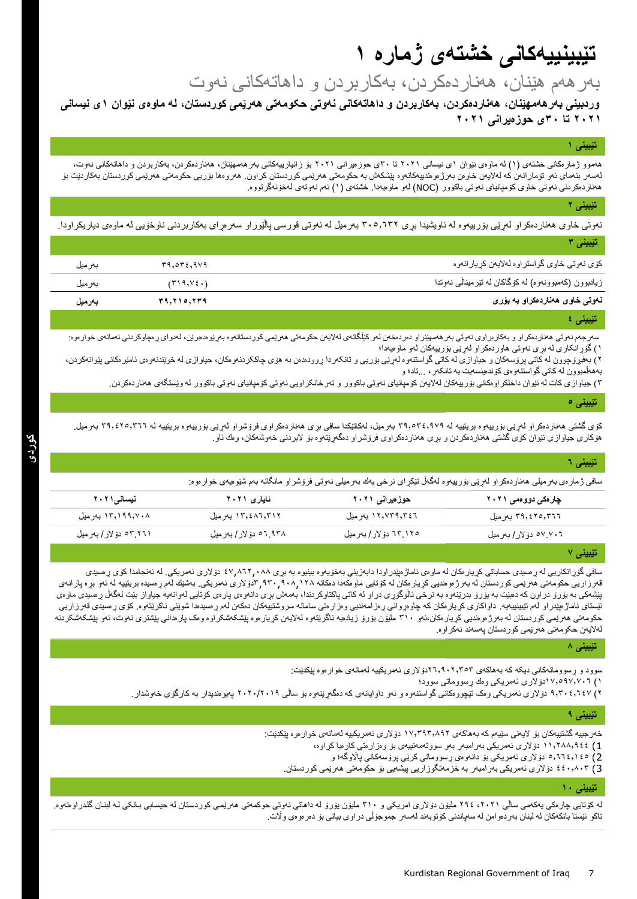# تێبینییەکانی خشتەی ژمارە ١

## بەرهەم هێنان، هەناردەکردن، بەکاربردن و داهاتەکانی نەوت

**وردبینی بەرهەمهێنان، هەناردەکردن، بەکاربردن و داهاتەکانی نەوتی حکومەتی هەرێمی کوردستان، لە ماوەی نێوان ١ی نیسانی ٢٠٢١ تا ٣٠ی حوزەیرانی ٢٠٢١**

### تێبینی ١

هەموو ژمارەکانی خشتەی (١) لە ماوەی نێوان ١ی نیسانی ٢٠٢١ تا ٣٠ی حوزەیرانی ٢٠٢١ بۆ زانیارییەکانی بەرهەمهێنان، هەناردەکردن، بەکاربردن و داهاتەکانی نەوت، لەسەر بنەمای ئەو تۆمارانەن کە لەلایەن خاوەن بەرژەوەندییەکانەوە پێشکەش بە حکومەتی هەرێمی کوردستان کراون. هەروەها بۆڕیی حکومەتی هەرێمی کوردستان بەکاردێت بۆ هەناردەکردنی نەوتی خاوی کۆمپانیای نەوتی باکوور (NOC) لەو ماوەیەدا. خشتەی (١) ئەم نەوتەی لەخۆنەگرتووە.

### تێبینی ٢

نەوتی خاوی هەناردەکراو لەرێی بۆرییەوە لە ناویشیدا بڕی ٣٠٥,٦٣٢ بەرمیل لە نەوتی قورسی پاڵێوراو سەرەڕای بەکاربردنی ناوخۆیی لە ماوەی دیاریکراودا.

### تێبینی ٣

| | | |
|---|---|---|
| کۆی نەوتی خاوی گواستراوە لەلایەن کڕیارانەوە | ٣٩,٥٣٤,٩٧٩ | بەرمیل |
| زیادبوون (کەمبوونەوە) لە کۆگاکان لە تێرمیناڵی نەوتدا | (٣١٩,٧٤٠) | بەرمیل |
| **نەوتی خاوی هەناردەکراو بە بۆڕی** | **٣٩,٢١٥,٢٣٩** | **بەرمیل** |

### تێبینی ٤

سەرجەم نەوتی هەناردەکراو و بەکاربراوی نەوتی بەرهەمهێنراو دەردەخەن لەو کێڵگانەی لەلایەن حکومەتی هەرێمی کوردستانەوە بەڕێوەدەبرێن، لەدوای ڕەچاوکردنی ئەمانەی خوارەوە:
١) گۆڕانکاری لە بڕی نەوتی هاوردەکراو لەرێی بۆرییەکان لەو ماوەیەدا؛
٢) بەفیڕۆچوون لە کاتی پرۆسەکان و جیاوازی لە کاتی گواستنەوە لەرێی بۆری و تانکەردا ڕوودەدەن بە هۆی چاککردنەوەکان، جیاوازی لە خوێندنەوەی ئامێرەکانی پێوانەکردن، بەهەڵمبوون لە کاتی گواستنەوەی کۆندێنسێت بە تانکەر، ...تاد؛ و
٣) جیاوازی کات لە نێوان داخلکراوەکانی بۆرییەکان لەلایەن کۆمپانیای نەوتی باکوور و تەرخانکراویی نەوتی کۆمپانیای نەوتی باکوور لە وێستگەی هەناردەکردن.

### تێبینی ٥

کۆی گشتی هەناردەکراو لەرێی بۆرییەوە بریتییە لە ٣٩,٥٣٤,٩٧٩ بەرمیل، لەکاتێکدا سافی بڕی هەناردەکراوی فرۆشراو لەرێی بۆرییەوە بریتییە لە ٣٩,٤٢٥,٣٦٦ بەرمیل. هۆکاری جیاوازی نێوان کۆی گشتی هەناردەکردن و بڕی هەناردەکراوی فرۆشراو دەگەڕێتەوە بۆ لابردنی خەوشەکان، وەك ئاو.

### تێبینی ٦

سافی ژمارەی بەرمیلی هەناردەکراو لەرێی بۆرییەوە لەگەڵ تێکڕای نرخی یەك بەرمیلی نەوتی فرۆشراو مانگانە بەم شێوەیەی خوارەوە:

| چارەکی دووەمی ٢٠٢١ | حوزەیرانی ٢٠٢١ | ئایاری ٢٠٢١ | نیسانی٢٠٢١ |
|---|---|---|---|
| ٣٩,٤٢٥,٣٦٦ بەرمیل | ١٢,٧٣٩,٣٤٦ بەرمیل | ١٣,٤٨٦,٣١٢ بەرمیل | ١٣,١٩٩,٧٠٨ بەرمیل |
| ٥٧.٧٠٦ دۆلار/ بەرمیل | ٦٣.١٢٥ دۆلار/ بەرمیل | ٥٦.٩٣٨ دۆلار/ بەرمیل | ٥٣.٢٦١ دۆلار/ بەرمیل |

### تێبینی ٧

سافی گۆڕانکاریی لە ڕەسیدی حساباتی کڕیارەکان لە ماوەی ئاماژەپێدراودا دابەزینی بەخۆیەوە بینیوە بە بڕی ٤٧,٨٦٢,٠٨٨ دۆلاری ئەمریکی. لە ئەنجامدا کۆی ڕەسیدی قەرزاریی حکومەتی هەرێمی کوردستان لە بەرژەوەندیی کڕیارەکان لە کۆتایی ماوەکەدا دەکاتە ٣,٩٣٠,٩٠٨,١٢٨ دۆلاری ئەمریکی. بەشێك لەم ڕەسیدە بریتییە لەو برە پارانەی پێشەکی بە بۆرۆ دراون کە دەبێت بە بۆرۆ بدرێنەوە بە نرخی ئاڵوگۆڕی دراو لە کاتی پاکتاوکردندا، بەمەش بڕی دانەوەی پارەی کۆتایی لەوانەیە جیاواز بێت لەگەڵ ڕەسیدی ماوەی ئێستای ئاماژەپێدراو لەم تێبینییەیە. داواکاری کڕیارەکان کە چاوەڕوانی ڕەزامەندیی وەزارەتی سامانە سروشتییەکان دەکەن لەم ڕەسیدەدا شوێنی ناکرێتەوە. کۆی ڕەسیدی قەرزاریی حکومەتی هەرێمی کوردستان لە بەرژەوەندیی کڕیارەکان،ئەو ٣١٠ ملیۆن یۆرۆ زیادەیە ناگرێتەوە لەلایەن کڕیارەوە پێشکەشکراوە وەک پارەدانی پێشتری نەوت، ئەو پێشکەشکردنە لەلایەن حکومەتی هەرێمی کوردستان پەسەند نەکراوە.

### تێبینی ٨

سوود و ڕسووماتەکانی دیکە کە بەهاکەی ٢٦,٩٠٢,٣٥٣دۆلاری ئەمریکییە لەمانەی خوارەوە پێکدێت:
١) ١٧,٥٩٧,٧٠٦دۆلاری ئەمریکی وەك ڕسووماتی سوود؛
٢) ٩,٣٠٤,٦٤٧ دۆلاری ئەمریکی وەک تێچووەکانی گواستنەوە و ئەو داوایانەی کە دەگەڕێنەوە بۆ ساڵی ٢٠١٩/٢٠٢٠ پەیوەندیدار بە کارگۆی خەوشدار.

### تێبینی ٩

خەرجییە گشتییەکان بۆ لایەنی سێیەم کە بەهاکەی ١٧,٣٩٣,٨٩٢ دۆلاری ئەمریکییە لەمانەی خوارەوە پێکدێت:
1) ١١,٢٨٨,٩٤٤ دۆلاری ئەمریکی بەرامبەر بەو سووتەمەنییەی بۆ وەزارەتی کارەبا کراوە،
2) ٥,٦٦٤,١٤٥ دۆلاری ئەمریکی بۆ دانەوەی ڕسووماتی کرێی پرۆسەکانی پاڵاوگە؛ و
3) ٤٤٠,٨٠٣ دۆلاری ئەمریکی بەرامبەر بە خزمەتگوزاریی پیشەیی بۆ حکومەتی هەرێمی کوردستان.

### تێبینی ١٠

لە کۆتایی چارەکی یەکەمی ساڵی ٢٠٢١، ٢٩٤ ملیۆن دۆلاری امریکی و ٣١٠ ملیۆن یۆرۆ لە داهاتی نەوتی حوکمەتی هەرێمی کوردستان لە حیسابی بانکی لە لبنان گلدراوەتەوە. تاکو ئێستا بانکەکان لە لبنان بەردەوامن لە سەپاندنی کۆتوبەند لەسەر جموجۆڵی دراوی بیانی بۆ دەرەوەی وڵات.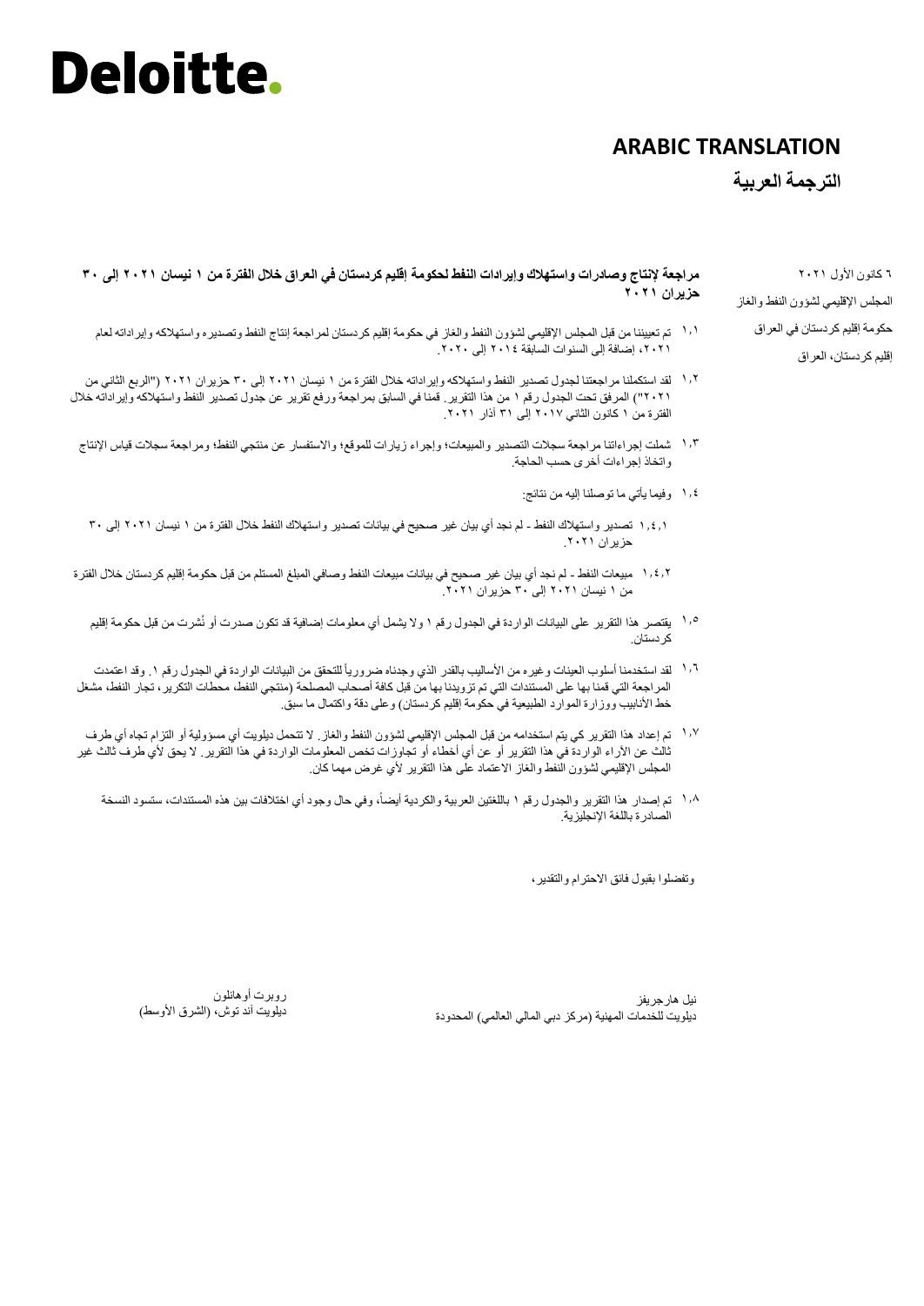# Deloitte.

**ARABIC TRANSLATION**

**الترجمة العربية**

٦ كانون الأول ٢٠٢١

المجلس الإقليمي لشؤون النفط والغاز

حكومة إقليم كردستان في العراق

إقليم كردستان، العراق

**مراجعة لإنتاج وصادرات واستهلاك وإيرادات النفط لحكومة إقليم كردستان في العراق خلال الفترة من ١ نيسان ٢٠٢١ إلى ٣٠ حزيران ٢٠٢١**

١,١ تم تعييننا من قبل المجلس الإقليمي لشؤون النفط والغاز في حكومة إقليم كردستان لمراجعة إنتاج النفط وتصديره واستهلاكه وإيراداته لعام ٢٠٢١، إضافة إلى السنوات السابقة ٢٠١٤ إلى ٢٠٢٠.

١,٢ لقد استكملنا مراجعتنا لجدول تصدير النفط واستهلاكه وإيراداته خلال الفترة من ١ نيسان ٢٠٢١ إلى ٣٠ حزيران ٢٠٢١ ("الربع الثاني من ٢٠٢١") المرفق تحت الجدول رقم ١ من هذا التقرير. قمنا في السابق بمراجعة ورفع تقرير عن جدول تصدير النفط واستهلاكه وإيراداته خلال الفترة من ١ كانون الثاني ٢٠١٧ إلى ٣١ آذار ٢٠٢١.

١,٣ شملت إجراءاتنا مراجعة سجلات التصدير والمبيعات؛ وإجراء زيارات للموقع؛ والاستفسار عن منتجي النفط؛ ومراجعة سجلات قياس الإنتاج واتخاذ إجراءات أخرى حسب الحاجة.

١,٤ وفيما يأتي ما توصلنا إليه من نتائج:

١,٤,١ تصدير واستهلاك النفط - لم نجد أي بيان غير صحيح في بيانات تصدير واستهلاك النفط خلال الفترة من ١ نيسان ٢٠٢١ إلى ٣٠ حزيران ٢٠٢١.

١,٤,٢ مبيعات النفط - لم نجد أي بيان غير صحيح في بيانات مبيعات النفط وصافي المبلغ المستلم من قبل حكومة إقليم كردستان خلال الفترة من ١ نيسان ٢٠٢١ إلى ٣٠ حزيران ٢٠٢١.

١,٥ يقتصر هذا التقرير على البيانات الواردة في الجدول رقم ١ ولا يشمل أي معلومات إضافية قد تكون صدرت أو نُشرت من قبل حكومة إقليم كردستان.

١,٦ لقد استخدمنا أسلوب العينات وغيره من الأساليب بالقدر الذي وجدناه ضرورياً للتحقق من البيانات الواردة في الجدول رقم ١. وقد اعتمدت المراجعة التي قمنا بها على المستندات التي تم تزويدنا بها من قبل كافة أصحاب المصلحة (منتجي النفط، محطات التكرير، تجار النفط، مشغل خط الأنابيب ووزارة الموارد الطبيعية في حكومة إقليم كردستان) وعلى دقة واكتمال ما سبق.

١,٧ تم إعداد هذا التقرير كي يتم استخدامه من قبل المجلس الإقليمي لشؤون النفط والغاز. لا تتحمل ديلويت أي مسؤولية أو التزام تجاه أي طرف ثالث عن الآراء الواردة في هذا التقرير أو عن أي أخطاء أو تجاوزات تخص المعلومات الواردة في هذا التقرير. لا يحق لأي طرف ثالث غير المجلس الإقليمي لشؤون النفط والغاز الاعتماد على هذا التقرير لأي غرض مهما كان.

١,٨ تم إصدار هذا التقرير والجدول رقم ١ باللغتين العربية والكردية أيضاً، وفي حال وجود أي اختلافات بين هذه المستندات، ستسود النسخة الصادرة باللغة الإنجليزية.

وتفضلوا بقبول فائق الاحترام والتقدير،

نيل هارجريفز
ديلويت للخدمات المهنية (مركز دبي المالي العالمي) المحدودة

روبرت أوهانلون
ديلويت آند توش، (الشرق الأوسط)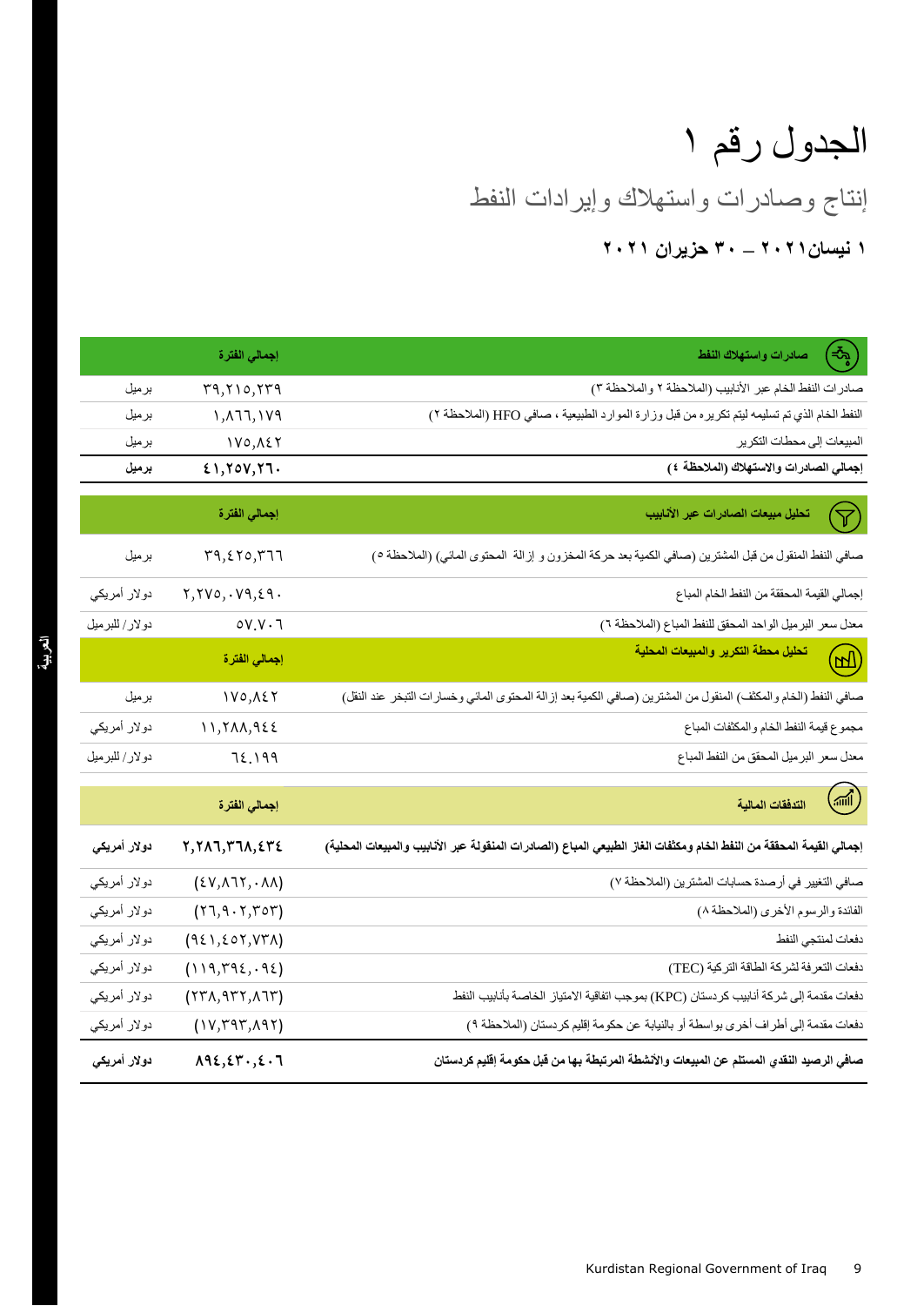# الجدول رقم ١

## إنتاج وصادرات واستهلاك وإيرادات النفط

### ١ نيسان٢٠٢١ – ٣٠ حزيران ٢٠٢١

| صادرات واستهلاك النفط | إجمالي الفترة | |
|---|---|---|
| صادرات النفط الخام عبر الأنابيب (الملاحظة ٢ والملاحظة ٣) | ٣٩,٢١٥,٢٣٩ | برميل |
| النفط الخام الذي تم تسليمه ليتم تكريره من قبل وزارة الموارد الطبيعية ، صافي HFO (الملاحظة ٢) | ١,٨٦٦,١٧٩ | برميل |
| المبيعات إلى محطات التكرير | ١٧٥,٨٤٢ | برميل |
| **إجمالي الصادرات والاستهلاك (الملاحظة ٤)** | **٤١,٢٥٧,٢٦٠** | **برميل** |

| تحليل مبيعات الصادرات عبر الأنابيب | إجمالي الفترة | |
|---|---|---|
| صافي النفط المنقول من قبل المشترين (صافي الكمية بعد حركة المخزون و إزالة المحتوى المائي) (الملاحظة ٥) | ٣٩,٤٢٥,٣٦٦ | برميل |
| إجمالي القيمة المحققة من النفط الخام المباع | ٢,٢٧٥,٠٧٩,٤٩٠ | دولار أمريكي |
| معدل سعر البرميل الواحد المحقق للنفط المباع (الملاحظة ٦) | ٥٧.٧٠٦ | دولار/ للبرميل |

| تحليل محطة التكرير والمبيعات المحلية | إجمالي الفترة | |
|---|---|---|
| صافي النفط (الخام والمكثف) المنقول من المشترين (صافي الكمية بعد إزالة المحتوى المائي وخسارات التبخر عند النقل) | ١٧٥,٨٤٢ | برميل |
| مجموع قيمة النفط الخام والمكثفات المباع | ١١,٢٨٨,٩٤٤ | دولار أمريكي |
| معدل سعر البرميل المحقق من النفط المباع | ٦٤.١٩٩ | دولار/ للبرميل |

| التدفقات المالية | إجمالي الفترة | |
|---|---|---|
| **إجمالي القيمة المحققة من النفط الخام ومكثفات الغاز الطبيعي المباع (الصادرات المنقولة عبر الأنابيب والمبيعات المحلية)** | **٢,٢٨٦,٣٦٨,٤٣٤** | **دولار أمريكي** |
| صافي التغيير في أرصدة حسابات المشترين (الملاحظة ٧) | (٤٧,٨٦٢,٠٨٨) | دولار أمريكي |
| الفائدة والرسوم الأخرى (الملاحظة ٨) | (٢٦,٩٠٢,٣٥٣) | دولار أمريكي |
| دفعات لمنتجي النفط | (٩٤١,٤٥٢,٧٣٨) | دولار أمريكي |
| دفعات التعرفة لشركة الطاقة التركية (TEC) | (١١٩,٣٩٤,٠٩٤) | دولار أمريكي |
| دفعات مقدمة إلى شركة أنابيب كردستان (KPC) بموجب اتفاقية الامتياز الخاصة بأنابيب النفط | (٢٣٨,٩٣٢,٨٦٣) | دولار أمريكي |
| دفعات مقدمة إلى أطراف أخرى بواسطة أو بالنيابة عن حكومة إقليم كردستان (الملاحظة ٩) | (١٧,٣٩٣,٨٩٢) | دولار أمريكي |
| **صافي الرصيد النقدي المستلم عن المبيعات والأنشطة المرتبطة بها من قبل حكومة إقليم كردستان** | **٨٩٤,٤٣٠,٤٠٦** | **دولار أمريكي** |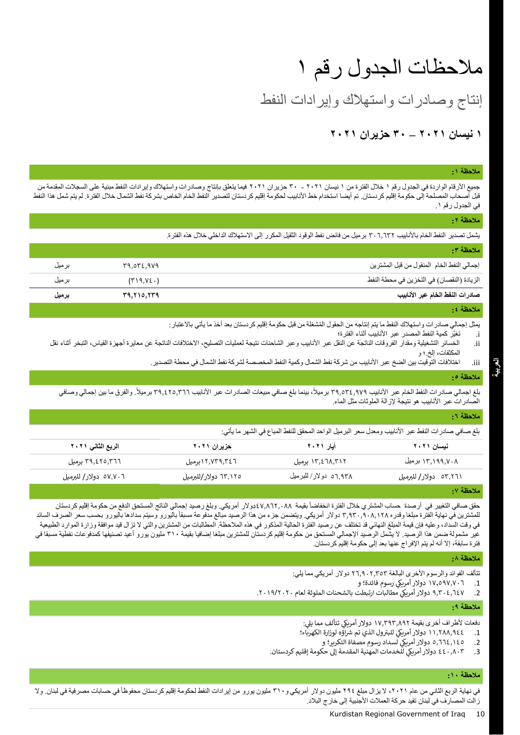# ملاحظات الجدول رقم ١

## إنتاج وصادرات واستهلاك وإيرادات النفط

### ١ نيسان ٢٠٢١ – ٣٠ حزيران ٢٠٢١

**ملاحظة ١:**

جميع الأرقام الواردة في الجدول رقم ١ خلال الفترة من ١ نيسان ٢٠٢١ - ٣٠ حزيران ٢٠٢١ فيما يتعلق بإنتاج وصادرات واستهلاك وإيرادات النفط مبنية على السجلات المقدمة من قبل أصحاب المصلحة إلى حكومة إقليم كردستان. تم أيضا استخدام خط الأنابيب لحكومة إقليم كردستان لتصدير النفط الخام الخاص بشركة نفط الشمال خلال الفترة. لم يتم شمل هذا النفط في الجدول رقم ١.

**ملاحظة ٢:**

يشمل تصدير النفط الخام بالأنابيب ٣٠٦,٦٣٢ برميل من فائض نفط الوقود الثقيل المكرر إلى الاستهلاك الداخلي خلال هذه الفترة.

**ملاحظة ٣:**

| | | |
|---|---|---|
| إجمالي النفط الخام المنقول من قبل المشترين | ٣٩,٥٣٤,٩٧٩ | برميل |
| الزيادة (النقصان) في التخزين في محطة النفط | (٣١٩,٧٤٠) | برميل |
| **صادرات النفط الخام عبر الأنابيب** | **٣٩,٢١٥,٢٣٩** | **برميل** |

**ملاحظة ٤:**

يمثل إجمالي صادرات واستهلاك النفط ما يتم إنتاجه من الحقول المُشغلة من قبل حكومة إقليم كردستان بعد أخذ ما يأتي بالاعتبار:

i. تغيّر كمية النفط المصدر عبر الأنابيب أثناء الفترة؛
ii. الخسائر التشغيلية ومقدار الفروقات الناتجة عن النقل عبر الأنابيب وعبر الشاحنات نتيجة لعمليات التصليح، الاختلافات الناتجة عن معايرة أجهزة القياس، التبخر أثناء نقل المكثفات، إلخ.؛ و
iii. اختلافات التوقيت بين الضخ عبر الأنابيب من شركة نفط الشمال وكمية النفط المخصصة لشركة نفط الشمال في محطة التصدير.

**ملاحظة ٥:**

بلغ اجمالي صادرات النفط الخام عبر الأنابيب ٣٩,٥٣٤,٩٧٩ برميلاً، بينما بلغ صافي مبيعات الصادرات عبر الأنابيب ٣٩,٤٢٥,٣٦٦ برميلاً. والفرق ما بين إجمالي وصافي الصادرات عبر الأنابيب هو نتيجة لإزالة الملوثات مثل الماء.

**ملاحظة ٦:**

بلغ صافي صادرات النفط عبر الأنابيب ومعدل سعر البرميل الواحد المحقق للنفط المباع في الشهر ما يأتي:

| نيسان ٢٠٢١ | أيار ٢٠٢١ | حزيران ٢٠٢١ | الربع الثاني ٢٠٢١ |
|---|---|---|---|
| ١٣,١٩٩,٧٠٨ برميل | ١٣,٤٦٨,٣١٢ برميل | ١٢,٧٣٩,٣٤٦برميل | ٣٩,٤٢٥,٣٦٦ برميل |
| ٥٣.٢٦١ دولار/ للبرميل | ٥٦.٩٣٨ دولار/ للبرميل | ٦٣.١٢٥ دولار/للبرميل | ٥٧.٧٠٦ دولار/ للبرميل |

**ملاحظة ٧:**

حقق صافي التغيير في أرصدة حساب المشتري خلال الفترة انخفاضاً بقيمة ٤٧,٨٦٢,٠٨٨دولار أمريكي. وبلغ رصيد إجمالي الناتج المستحق الدفع من حكومة إقليم كردستان للمشترين في نهاية الفترة مبلغا وقدره ٣,٩٣٠,٩٠٨,١٢٨ دولار أمريكي. ويتضمن جزء من هذا الرصيد مبالغ مدفوعة مسبقاً باليورو وسيتم سدادها باليورو بحسب سعر الصرف السائد في وقت السداد، وعليه فإن قيمة المبلغ النهائي قد تختلف عن رصيد الفترة الحالية المذكور في هذه الملاحظة. المطالبات من المشترين والتي لا تزال قيد موافقة وزارة الموارد الطبيعية غير مشمولة ضمن هذا الرصيد. لا يشمل الرصيد الإجمالي المستحق من حكومة إقليم كردستان للمشترين مبلغا إضافيا بقيمة ٣١٠ مليون يورو أعيد تصنيفها كمدفوعات نفطية مسبقا في فترة سابقة، إلا أنه لم يتم الإفراج عنها بعد إلى حكومة إقليم كردستان.

**ملاحظة ٨:**

تتألف الفوائد والرسوم الأخرى البالغة ٢٦,٩٠٢,٣٥٣ دولار أمريكي مما يلي:

1. ١٧,٥٩٧,٧٠٦ دولار أمريكي رسوم فائدة؛ و
2. ٩,٣٠٤,٦٤٧ دولار أمريكي مطالبات ارتبطت بالشحنات الملوثة لعام ٢٠١٩/٢٠٢٠.

**ملاحظة ٩:**

دفعات لأطراف أخرى بقيمة ١٧,٣٩٣,٨٩٢ دولار أمريكي تتألف مما يلي:

1. ١١,٢٨٨,٩٤٤ دولار أمريكي للبترول الذي تم شراؤه لوزارة الكهرباء؛
2. ٥,٦٦٤,١٤٥ دولار أمريكي لسداد رسوم مصفاة التكرير؛ و
3. ٤٤٠,٨٠٣ دولار أمريكي للخدمات المهنية المقدمة إلى حكومة إقليم كردستان.

**ملاحظة ١٠:**

في نهاية الربع الثاني من عام ٢٠٢١، لا يزال مبلغ ٢٩٤ مليون دولار أمريكي و٣١٠ مليون يورو من إيرادات النفط لحكومة إقليم كردستان محفوظاً في حسابات مصرفية في لبنان. ولا زالت المصارف في لبنان تقيد حركة العملات الأجنبية إلى خارج البلاد.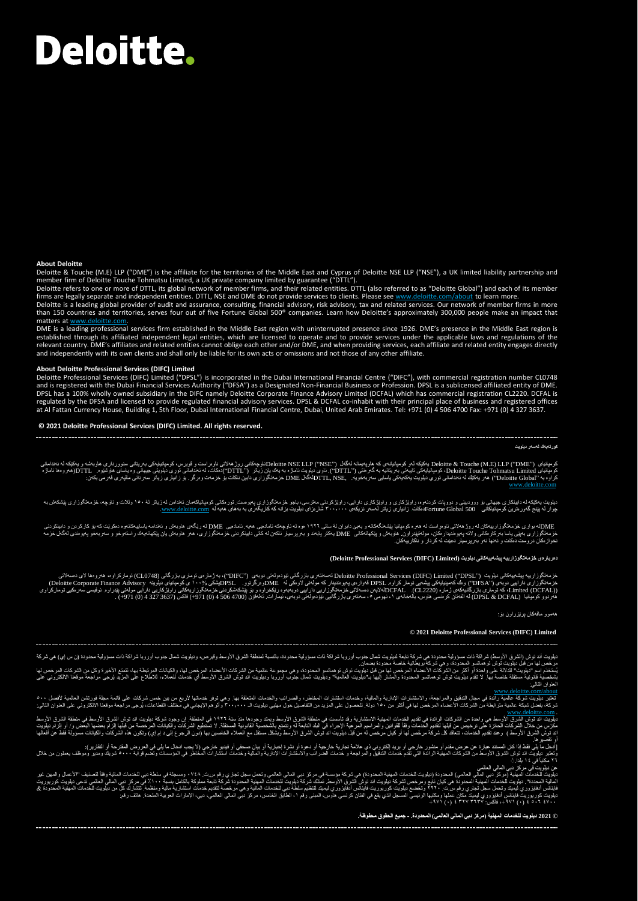# Deloitte.

**About Deloitte**

Deloitte & Touche (M.E) LLP ("DME") is the affiliate for the territories of the Middle East and Cyprus of Deloitte NSE LLP ("NSE"), a UK limited liability partnership and member firm of Deloitte Touche Tohmatsu Limited, a UK private company limited by guarantee ("DTTL").

Deloitte refers to one or more of DTTL, its global network of member firms, and their related entities. DTTL (also referred to as "Deloitte Global") and each of its member firms are legally separate and independent entities. DTTL, NSE and DME do not provide services to clients. Please see www.deloitte.com/about to learn more.

Deloitte is a leading global provider of audit and assurance, consulting, financial advisory, risk advisory, tax and related services. Our network of member firms in more than 150 countries and territories, serves four out of five Fortune Global 500® companies. Learn how Deloitte's approximately 300,000 people make an impact that matters at www.deloitte.com.

DME is a leading professional services firm established in the Middle East region with uninterrupted presence since 1926. DME's presence in the Middle East region is established through its affiliated independent legal entities, which are licensed to operate and to provide services under the applicable laws and regulations of the relevant country. DME's affiliates and related entities cannot oblige each other and/or DME, and when providing services, each affiliate and related entity engages directly and independently with its own clients and shall only be liable for its own acts or omissions and not those of any other affiliate.

**About Deloitte Professional Services (DIFC) Limited**

Deloitte Professional Services (DIFC) Limited ("DPSL") is incorporated in the Dubai International Financial Centre ("DIFC"), with commercial registration number CL0748 and is registered with the Dubai Financial Services Authority ("DFSA") as a Designated Non-Financial Business or Profession. DPSL is a sublicensed affiliated entity of DME. DPSL has a 100% wholly owned subsidiary in the DIFC namely Deloitte Corporate Finance Advisory Limited (DCFAL) which has commercial registration CL2220. DCFAL is regulated by the DFSA and licensed to provide regulated financial advisory services. DPSL & DCFAL co-inhabit with their principal place of business and registered offices at Al Fattan Currency House, Building 1, 5th Floor, Dubai International Financial Centre, Dubai, United Arab Emirates. Tel: +971 (0) 4 506 4700 Fax: +971 (0) 4 327 3637.

**© 2021 Deloitte Professional Services (DIFC) Limited. All rights reserved.**

---

**کورتەیەک لەسەر دیلۆیت**

کۆمپانیای Deloitte & Touche (M.E) LLP ("DME") یەکێکە لەو کۆمپانیانەی کە هاوپەیمانە لەگەڵ Deloitte NSE LLP ("NSE") ناوچەکانی ڕۆژهەڵاتی ناوەڕاست و قوبرس، کۆمپانیایەکی بەریتانی سنوورداری هاوبەشە و یەکێکە لە ئەندامانی کۆمپانیای Deloitte Touche Tohmatsu Limited، کۆمپانیایەکی تایبەتی بەریتانیە بە گەرەنتی ("DTTL"). ناوی دیلۆیت ئاماژە بە یەک یان زیاتر ("DTTL")دەکات، لە ئەندامانی توری دیلۆیتی جیهانی و بە یاسای هاوبەشە. DTTL(هەروەها ئاماژە کراوە بە "Deloitte Global") هەر یەکێک لە ئەندامانی توری دیلۆیت یەکەیەکی یاسایی سەربەخۆیە. DTTL, NSE, لەگەڵ DME خزمەتگوزاری دابین ناکات بۆ خزمەت وەرگر. بۆ زانیاری زیاتر سەردانی ماڵپەڕی ئەم ماڵپەرە بکەن: www.deloitte.com

دیلۆیت یەکێکە لە دابینکاری جیهانی بۆ وردبینی و دووبارە کردنەوە، ڕاوێژکاری دارایی، ڕاوێژکاری و ڕاوێژکاری مەترسی، باجو خزمەتگوزاری پەیوەست. تۆرەکانی کۆمپانیاکەمان ئەندامان لە زیاتر لە ١٥٠ وڵات و ناوچە، خزمەتگوزاری پێشکەش بە چوار لە پێنج گەورەترین کۆمپانیاکانی Fortune Global 500 دەکات. زانیاری زیاتر لەسەر نزیکەی ٣٠٠,٠٠٠ شارەزای دیلۆیت بزانە کە کاریگەری بە بەهای هەیە لە www.deloitte.com.

DMEیە بواری خزمەتگوزارییەکان لە ڕۆژهەڵاتی ناوەڕاست لە هەرە کۆمپانیا پێشەنگەکانە و بەبێ دابڕان لە ساڵی ١٩٢٦ بووە لە ناوچەکە ئامادەیی هەیە. ئامادەیی DME لە ڕێگەی هاوبەش و ئەندامە پاشکۆکانەوە دەکرێت کە بۆ کارکردن و دابینکردنی خزمەتگوزاری بەپێی یاسا بەرکارەکانی وڵاتە پەیوەندیدارەکان، مۆڵەتپێدراون. هاوبەش و پاشکۆکانی DME ناتوانن پابەند بە یەکتری بن، هەر هاوبەش یان پاشکۆیەک ڕاستەوخۆ و سەربەخۆ پەیوەندی لەگەڵ خزمەتگوزارییەکانی خۆیان دەکات و تەنها بەرپرسیارە لە کردار و ناکارییەکان.

**دەربارەی خزمەتگوزارییە پیشەییەکانی دیلۆیت (Deloitte Professional Services (DIFC) Limited)**

خزمەتگوزارییە پیشەییەکانی دیلۆیت Deloitte Professional Services (DIFC) Limited ("DPSL") لە سەنتەری بازرگانی نێودەوڵەتی دوبەی ("DIFC")، بە ژمارەی تۆماری بازرگانی (CL0748) تۆمارکراوە، هەروەها لای دەسەڵاتی خزمەتگوزاری دارایی دوبەی ("DFSA") وەک کەسێتییەکی پیشەیی تۆمار کراوە. DPSL قەوارەی پەیوەندیدار کە مۆڵەتی لاوەکی لە DMEوەرگرتووە. DPSLبەشی ١٠٠٪ ی کۆمپانیای دیلۆیتە Deloitte Corporate Finance Advisory Limited (DCFAL)، کە تۆماری بازرگانییەکەی ژمارە (CL2220). DCFALلەلایەن دەسەڵاتی خزمەتگوزاری دارایی دوبەیەوە ڕێکخراوە و بۆ پێشکەشکردنی خزمەتگوزارییەکانی ڕاوێژکاریی دارایی مۆڵەتی پێدراوە. نوێنەری سەرەکیی تۆمارکراوی هەردوو کۆمپانیا (DPSL & DCFAL) لە الفتان کرنسی هاوس، باڵەخانەی ١، نهۆمی ٥، سەنتەری بازرگانی نێودەوڵەتی دوبەی، ئیمارات. تەلەفۆن (4700 506 4 (0) 971+) فاکس (3637 327 4 (0) 971+).

هەموو مافەکان پارێزراون بۆ:

**© 2021 Deloitte Professional Services (DIFC) Limited**

---

ديلويت آند توش (الشرق الأوسط) شراكة ذات مسؤولية محدودة هي شركة تابعة لديلويت شمال جنوب أوروبا شراكة ذات مسؤولية محدودة، بالنسبة لمنطقة الشرق الأوسط وقبرص، وديلويت شمال جنوب أوروبا شراكة ذات مسؤولية محدودة (ن س إي) هي شركة مرخص لها من قبل ديلويت توش توهماتسو المحدودة، وهي شركة بريطانية خاصة محدودة بضمان.

يُستخدم اسم "ديلويت" للدلالة على واحدة أو أكثر من ديلويت توش توهماتسو المحدودة، وهي مجموعة عالمية من الشركات الأعضاء المرخص لها، والكيانات المرتبطة بها، تتمتع الأخيرة وكل من الشركات المرخص لها بشخصية قانونية مستقلة خاصة بها. لا تقدم ديلويت توش توهماتسو المحدودة والمشار إليها بـ"ديلويت العالمية" وديلويت شمال جنوب أوروبا وديلويت آند توش الشرق الأوسط أي خدمات للعملاء، للاطلاع على المزيد يُرجى مراجعة موقعنا الالكتروني على العنوان التالي:
www.deloitte.com/about

تعتبر ديلويت شركة عالمية رائدة في مجال التدقيق والمراجعة، والاستشارات الإدارية والمالية، وخدمات استشارات المخاطر، والضرائب والخدمات المتعلقة بها. وهي توفر خدماتها لأربع من بين خمس شركات على قائمة مجلة فورتشن العالمية لأفضل ٥٠٠ شركة، بفضل شبكة عالمية مترابطة من الشركات الأعضاء المرخص لها في أكثر من ١٥٠ دولة. للحصول على المزيد من التفاصيل حول مهنيي ديلويت الـ ٣٠٠,٠٠٠ وأثرهم الإيجابي في مختلف القطاعات، يُرجى مراجعة موقعنا الالكتروني على العنوان التالي:
www.deloitte.com.

ديلويت آند توش الشرق الأوسط هي واحدة من الشركات الرائدة في تقديم الخدمات المهنية الاستشارية وقد تأسست في منطقة الشرق الأوسط ويمتد وجودها منذ سنة ١٩٢٦ في المنطقة. إن وجود شركة ديلويت آند توش الشرق الأوسط في منطقة الشرق الأوسط مكرس من خلال الشركات الحائزة على ترخيص من قبلها لتقديم الخدمات وفقاً للقوانين والمراسيم المرعية الإجراء في البلد التابعة له وتتمتع بالشخصية القانونية المستقلة. لا تستطيع الشركات والكيانات المرخصة من قبلها إلزام البعض و/ أو إلزام ديلويت آند توش الشرق الأوسط) وعند تقديم الخدمات، تتعاقد كل شركة مرخص لها أو كيان مرخص له من قبل ديلويت آند توش الشرق الأوسط وبشكل مستقل مع العملاء الخاصين بها (دون الرجوع إلى د إم إي) وتكون هذه الشركات والكيانات مسؤولة فقط عن أفعالها أو تقصيرها.

[أدخل ما يلي فقط إذا كان المستند عبارة عن عرض مقدم أو منشور خارجي أو بريد إلكتروني ذي علامة تجارية خارجية أو دعوة أو نشرة إخبارية أو بيان صحفي أو فيديو خارجي (لا يجب ادخال ما يلي في العروض المقترحة أو التقارير):
وتعتبر ديلويت آند توش الشرق الأوسط من الشركات المهنية الرائدة التي تقدم خدمات التدقيق والمراجعة وخدمات الضرائب والاستشارات الإدارية والمالية وخدمات استشارات المخاطر في المؤسسات وتضم قرابة ٥٠٠٠ شريك ومدير وموظف يعملون من خلال ٢٦ مكتباً في ١٤ بلداً.]

عن ديلويت في مركز دبي المالي العالمي

ديلويت للخدمات المهنية (مركز دبي المالي العالمي) المحدودة (ديلويت للخدمات المهنية المحدودة) هي شركة مؤسسة في مركز دبي المالي العالمي وتحمل سجل تجاري رقم س.ت. ٠٧٤٨، ومسجلة في سلطة دبي للخدمات المالية وفقاً لتصنيف "الأعمال والمهن غير المالية المحددة". ديلويت للخدمات المهنية المحدودة هي كيان تابع ومرخص لشركة ديلويت آند توش الشرق الأوسط. تمتلك شركة ديلويت للخدمات المهنية المحدودة شركة تابعة مملوكة بالكامل بنسبة ١٠٠٪ في مركز دبي المالي العالمي تدعى ديلويت كوربوريت فاينانس أدفايزوري ليميتد وتحمل سجل تجاري رقم س.ت. ٢٢٢٠ وتخضع ديلويت كوربوريت فاينانس أدفايزوري ليميتد لتنظيم سلطة دبي للخدمات المالية وهي مرخصة لتقديم خدمات استشارية مالية ومنظمة. تتشارك كل من ديلويت للخدمات المهنية المحدودة & ديلويت كوربوريت فاينانس أدفايزوري ليميتد مكان عملها ومكاتبها الرئيسي المسجل الذي يقع في الفتان كرنسي هاوس، المبنى رقم ١، الطابق الخامس، مركز دبي المالي العالمي، دبي، الإمارات العربية المتحدة. هاتف رقم: ٤٧٠٠ ٥٠٦ ٤ (٠) ٩٧١+، فاكس: ٣٦٣٧ ٣٢٧ ٤ (٠) ٩٧١+

**© 2021 ديلويت للخدمات المهنية (مركز دبي المالي العالمي) المحدودة. - جميع الحقوق محفوظة.**